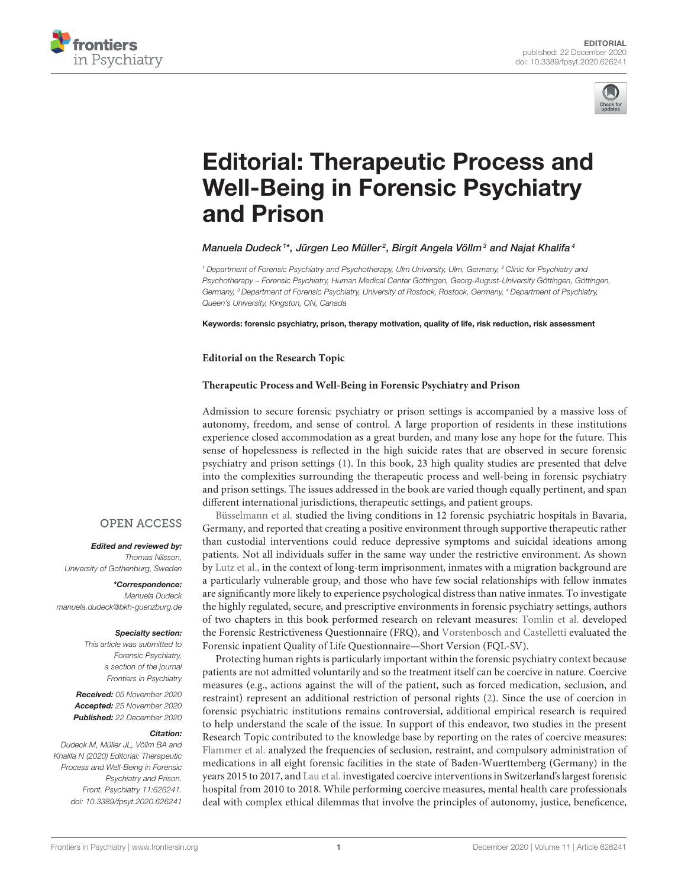EDITORIAL
published: 22 December 2020
doi: 10.3389/fpsyt.2020.626241

# Editorial: Therapeutic Process and Well-Being in Forensic Psychiatry and Prison

Manuela Dudeck[1]*, Jürgen Leo Müller[2], Birgit Angela Völlm[3] and Najat Khalifa[4]

[1] Department of Forensic Psychiatry and Psychotherapy, Ulm University, Ulm, Germany, [2] Clinic for Psychiatry and Psychotherapy – Forensic Psychiatry, Human Medical Center Göttingen, Georg-August-University Göttingen, Göttingen, Germany, [3] Department of Forensic Psychiatry, University of Rostock, Rostock, Germany, [4] Department of Psychiatry, Queen's University, Kingston, ON, Canada

**Keywords: forensic psychiatry, prison, therapy motivation, quality of life, risk reduction, risk assessment**

OPEN ACCESS

*Edited and reviewed by:*
Thomas Nilsson,
University of Gothenburg, Sweden

*\*Correspondence:*
Manuela Dudeck
manuela.dudeck@bkh-guenzburg.de

*Specialty section:*
This article was submitted to Forensic Psychiatry, a section of the journal Frontiers in Psychiatry

**Received:** 05 November 2020
**Accepted:** 25 November 2020
**Published:** 22 December 2020

*Citation:*
Dudeck M, Müller JL, Völlm BA and Khalifa N (2020) Editorial: Therapeutic Process and Well-Being in Forensic Psychiatry and Prison. Front. Psychiatry 11:626241. doi: 10.3389/fpsyt.2020.626241

**Editorial on the Research Topic**

**Therapeutic Process and Well-Being in Forensic Psychiatry and Prison**

Admission to secure forensic psychiatry or prison settings is accompanied by a massive loss of autonomy, freedom, and sense of control. A large proportion of residents in these institutions experience closed accommodation as a great burden, and many lose any hope for the future. This sense of hopelessness is reflected in the high suicide rates that are observed in secure forensic psychiatry and prison settings (1). In this book, 23 high quality studies are presented that delve into the complexities surrounding the therapeutic process and well-being in forensic psychiatry and prison settings. The issues addressed in the book are varied though equally pertinent, and span different international jurisdictions, therapeutic settings, and patient groups.

Büsselmann et al. studied the living conditions in 12 forensic psychiatric hospitals in Bavaria, Germany, and reported that creating a positive environment through supportive therapeutic rather than custodial interventions could reduce depressive symptoms and suicidal ideations among patients. Not all individuals suffer in the same way under the restrictive environment. As shown by Lutz et al., in the context of long-term imprisonment, inmates with a migration background are a particularly vulnerable group, and those who have few social relationships with fellow inmates are significantly more likely to experience psychological distress than native inmates. To investigate the highly regulated, secure, and prescriptive environments in forensic psychiatry settings, authors of two chapters in this book performed research on relevant measures: Tomlin et al. developed the Forensic Restrictiveness Questionnaire (FRQ), and Vorstenbosch and Castelletti evaluated the Forensic inpatient Quality of Life Questionnaire—Short Version (FQL-SV).

Protecting human rights is particularly important within the forensic psychiatry context because patients are not admitted voluntarily and so the treatment itself can be coercive in nature. Coercive measures (e.g., actions against the will of the patient, such as forced medication, seclusion, and restraint) represent an additional restriction of personal rights (2). Since the use of coercion in forensic psychiatric institutions remains controversial, additional empirical research is required to help understand the scale of the issue. In support of this endeavor, two studies in the present Research Topic contributed to the knowledge base by reporting on the rates of coercive measures: Flammer et al. analyzed the frequencies of seclusion, restraint, and compulsory administration of medications in all eight forensic facilities in the state of Baden-Wuerttemberg (Germany) in the years 2015 to 2017, and Lau et al. investigated coercive interventions in Switzerland's largest forensic hospital from 2010 to 2018. While performing coercive measures, mental health care professionals deal with complex ethical dilemmas that involve the principles of autonomy, justice, beneficence,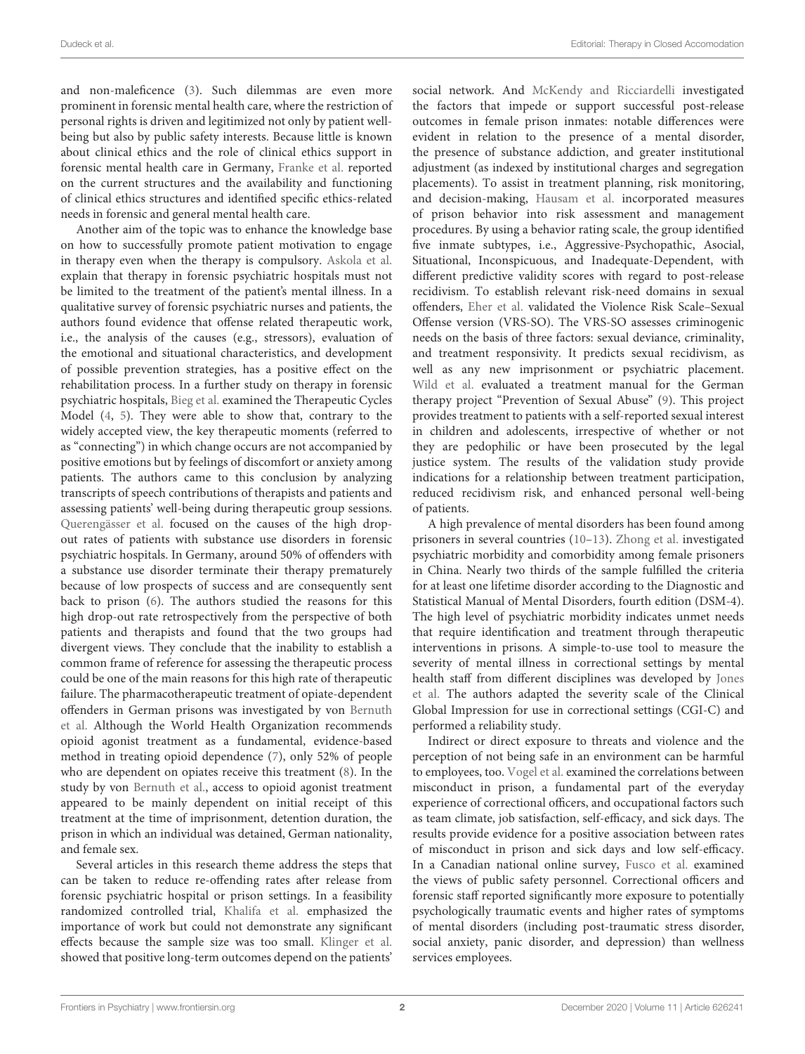and non-maleficence (3). Such dilemmas are even more prominent in forensic mental health care, where the restriction of personal rights is driven and legitimized not only by patient well-being but also by public safety interests. Because little is known about clinical ethics and the role of clinical ethics support in forensic mental health care in Germany, Franke et al. reported on the current structures and the availability and functioning of clinical ethics structures and identified specific ethics-related needs in forensic and general mental health care.

Another aim of the topic was to enhance the knowledge base on how to successfully promote patient motivation to engage in therapy even when the therapy is compulsory. Askola et al. explain that therapy in forensic psychiatric hospitals must not be limited to the treatment of the patient's mental illness. In a qualitative survey of forensic psychiatric nurses and patients, the authors found evidence that offense related therapeutic work, i.e., the analysis of the causes (e.g., stressors), evaluation of the emotional and situational characteristics, and development of possible prevention strategies, has a positive effect on the rehabilitation process. In a further study on therapy in forensic psychiatric hospitals, Bieg et al. examined the Therapeutic Cycles Model (4, 5). They were able to show that, contrary to the widely accepted view, the key therapeutic moments (referred to as "connecting") in which change occurs are not accompanied by positive emotions but by feelings of discomfort or anxiety among patients. The authors came to this conclusion by analyzing transcripts of speech contributions of therapists and patients and assessing patients' well-being during therapeutic group sessions. Querengässer et al. focused on the causes of the high drop-out rates of patients with substance use disorders in forensic psychiatric hospitals. In Germany, around 50% of offenders with a substance use disorder terminate their therapy prematurely because of low prospects of success and are consequently sent back to prison (6). The authors studied the reasons for this high drop-out rate retrospectively from the perspective of both patients and therapists and found that the two groups had divergent views. They conclude that the inability to establish a common frame of reference for assessing the therapeutic process could be one of the main reasons for this high rate of therapeutic failure. The pharmacotherapeutic treatment of opiate-dependent offenders in German prisons was investigated by von Bernuth et al. Although the World Health Organization recommends opioid agonist treatment as a fundamental, evidence-based method in treating opioid dependence (7), only 52% of people who are dependent on opiates receive this treatment (8). In the study by von Bernuth et al., access to opioid agonist treatment appeared to be mainly dependent on initial receipt of this treatment at the time of imprisonment, detention duration, the prison in which an individual was detained, German nationality, and female sex.

Several articles in this research theme address the steps that can be taken to reduce re-offending rates after release from forensic psychiatric hospital or prison settings. In a feasibility randomized controlled trial, Khalifa et al. emphasized the importance of work but could not demonstrate any significant effects because the sample size was too small. Klinger et al. showed that positive long-term outcomes depend on the patients' social network. And McKendy and Ricciardelli investigated the factors that impede or support successful post-release outcomes in female prison inmates: notable differences were evident in relation to the presence of a mental disorder, the presence of substance addiction, and greater institutional adjustment (as indexed by institutional charges and segregation placements). To assist in treatment planning, risk monitoring, and decision-making, Hausam et al. incorporated measures of prison behavior into risk assessment and management procedures. By using a behavior rating scale, the group identified five inmate subtypes, i.e., Aggressive-Psychopathic, Asocial, Situational, Inconspicuous, and Inadequate-Dependent, with different predictive validity scores with regard to post-release recidivism. To establish relevant risk-need domains in sexual offenders, Eher et al. validated the Violence Risk Scale–Sexual Offense version (VRS-SO). The VRS-SO assesses criminogenic needs on the basis of three factors: sexual deviance, criminality, and treatment responsivity. It predicts sexual recidivism, as well as any new imprisonment or psychiatric placement. Wild et al. evaluated a treatment manual for the German therapy project "Prevention of Sexual Abuse" (9). This project provides treatment to patients with a self-reported sexual interest in children and adolescents, irrespective of whether or not they are pedophilic or have been prosecuted by the legal justice system. The results of the validation study provide indications for a relationship between treatment participation, reduced recidivism risk, and enhanced personal well-being of patients.

A high prevalence of mental disorders has been found among prisoners in several countries (10–13). Zhong et al. investigated psychiatric morbidity and comorbidity among female prisoners in China. Nearly two thirds of the sample fulfilled the criteria for at least one lifetime disorder according to the Diagnostic and Statistical Manual of Mental Disorders, fourth edition (DSM-4). The high level of psychiatric morbidity indicates unmet needs that require identification and treatment through therapeutic interventions in prisons. A simple-to-use tool to measure the severity of mental illness in correctional settings by mental health staff from different disciplines was developed by Jones et al. The authors adapted the severity scale of the Clinical Global Impression for use in correctional settings (CGI-C) and performed a reliability study.

Indirect or direct exposure to threats and violence and the perception of not being safe in an environment can be harmful to employees, too. Vogel et al. examined the correlations between misconduct in prison, a fundamental part of the everyday experience of correctional officers, and occupational factors such as team climate, job satisfaction, self-efficacy, and sick days. The results provide evidence for a positive association between rates of misconduct in prison and sick days and low self-efficacy. In a Canadian national online survey, Fusco et al. examined the views of public safety personnel. Correctional officers and forensic staff reported significantly more exposure to potentially psychologically traumatic events and higher rates of symptoms of mental disorders (including post-traumatic stress disorder, social anxiety, panic disorder, and depression) than wellness services employees.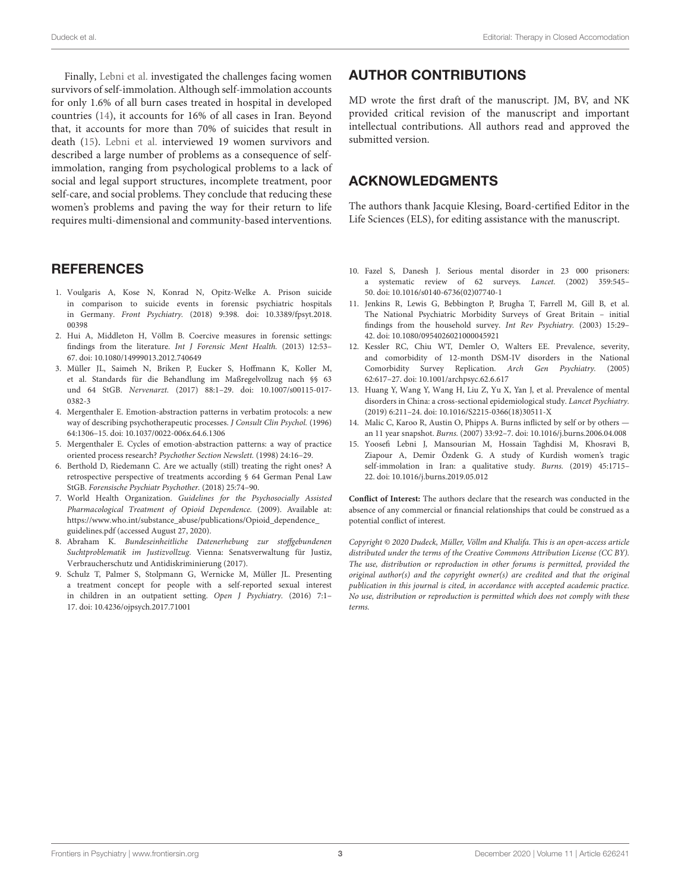Finally, Lebni et al. investigated the challenges facing women survivors of self-immolation. Although self-immolation accounts for only 1.6% of all burn cases treated in hospital in developed countries (14), it accounts for 16% of all cases in Iran. Beyond that, it accounts for more than 70% of suicides that result in death (15). Lebni et al. interviewed 19 women survivors and described a large number of problems as a consequence of self-immolation, ranging from psychological problems to a lack of social and legal support structures, incomplete treatment, poor self-care, and social problems. They conclude that reducing these women's problems and paving the way for their return to life requires multi-dimensional and community-based interventions.

## AUTHOR CONTRIBUTIONS

MD wrote the first draft of the manuscript. JM, BV, and NK provided critical revision of the manuscript and important intellectual contributions. All authors read and approved the submitted version.

## ACKNOWLEDGMENTS

The authors thank Jacquie Klesing, Board-certified Editor in the Life Sciences (ELS), for editing assistance with the manuscript.

## REFERENCES

1. Voulgaris A, Kose N, Konrad N, Opitz-Welke A. Prison suicide in comparison to suicide events in forensic psychiatric hospitals in Germany. *Front Psychiatry*. (2018) 9:398. doi: 10.3389/fpsyt.2018.00398
2. Hui A, Middleton H, Völlm B. Coercive measures in forensic settings: findings from the literature. *Int J Forensic Ment Health*. (2013) 12:53–67. doi: 10.1080/14999013.2012.740649
3. Müller JL, Saimeh N, Briken P, Eucker S, Hoffmann K, Koller M, et al. Standards für die Behandlung im Maßregelvollzug nach §§ 63 und 64 StGB. *Nervenarzt*. (2017) 88:1–29. doi: 10.1007/s00115-017-0382-3
4. Mergenthaler E. Emotion-abstraction patterns in verbatim protocols: a new way of describing psychotherapeutic processes. *J Consult Clin Psychol*. (1996) 64:1306–15. doi: 10.1037/0022-006x.64.6.1306
5. Mergenthaler E. Cycles of emotion-abstraction patterns: a way of practice oriented process research? *Psychother Section Newslett*. (1998) 24:16–29.
6. Berthold D, Riedemann C. Are we actually (still) treating the right ones? A retrospective perspective of treatments according § 64 German Penal Law StGB. *Forensische Psychiatr Psychother*. (2018) 25:74–90.
7. World Health Organization. *Guidelines for the Psychosocially Assisted Pharmacological Treatment of Opioid Dependence*. (2009). Available at: https://www.who.int/substance_abuse/publications/Opioid_dependence_guidelines.pdf (accessed August 27, 2020).
8. Abraham K. *Bundeseinheitliche Datenerhebung zur stoffgebundenen Suchtproblematik im Justizvollzug*. Vienna: Senatsverwaltung für Justiz, Verbraucherschutz und Antidiskriminierung (2017).
9. Schulz T, Palmer S, Stolpmann G, Wernicke M, Müller JL. Presenting a treatment concept for people with a self-reported sexual interest in children in an outpatient setting. *Open J Psychiatry*. (2016) 7:1–17. doi: 10.4236/ojpsych.2017.71001
10. Fazel S, Danesh J. Serious mental disorder in 23 000 prisoners: a systematic review of 62 surveys. *Lancet*. (2002) 359:545–50. doi: 10.1016/s0140-6736(02)07740-1
11. Jenkins R, Lewis G, Bebbington P, Brugha T, Farrell M, Gill B, et al. The National Psychiatric Morbidity Surveys of Great Britain – initial findings from the household survey. *Int Rev Psychiatry*. (2003) 15:29–42. doi: 10.1080/0954026021000045921
12. Kessler RC, Chiu WT, Demler O, Walters EE. Prevalence, severity, and comorbidity of 12-month DSM-IV disorders in the National Comorbidity Survey Replication. *Arch Gen Psychiatry*. (2005) 62:617–27. doi: 10.1001/archpsyc.62.6.617
13. Huang Y, Wang Y, Wang H, Liu Z, Yu X, Yan J, et al. Prevalence of mental disorders in China: a cross-sectional epidemiological study. *Lancet Psychiatry*. (2019) 6:211–24. doi: 10.1016/S2215-0366(18)30511-X
14. Malic C, Karoo R, Austin O, Phipps A. Burns inflicted by self or by others — an 11 year snapshot. *Burns*. (2007) 33:92–7. doi: 10.1016/j.burns.2006.04.008
15. Yoosefi Lebni J, Mansourian M, Hossain Taghdisi M, Khosravi B, Ziapour A, Demir Özdenk G. A study of Kurdish women's tragic self-immolation in Iran: a qualitative study. *Burns*. (2019) 45:1715–22. doi: 10.1016/j.burns.2019.05.012

**Conflict of Interest:** The authors declare that the research was conducted in the absence of any commercial or financial relationships that could be construed as a potential conflict of interest.

*Copyright © 2020 Dudeck, Müller, Völlm and Khalifa. This is an open-access article distributed under the terms of the Creative Commons Attribution License (CC BY). The use, distribution or reproduction in other forums is permitted, provided the original author(s) and the copyright owner(s) are credited and that the original publication in this journal is cited, in accordance with accepted academic practice. No use, distribution or reproduction is permitted which does not comply with these terms.*